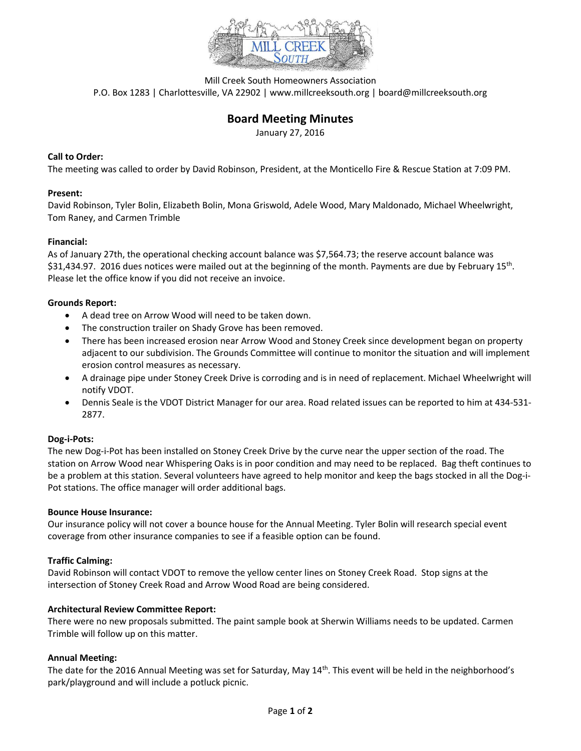Mill Creek South Homeowners Association

P.O. Box 1283 | Charlottesville, VA 22902 | www.millcreeksouth.org | board@millcreeksouth.org

# Board Meeting Minutes

January 27, 2016

**Call to Order:**

The meeting was called to order by David Robinson, President, at the Monticello Fire & Rescue Station at 7:09 PM.

**Present:**

David Robinson, Tyler Bolin, Elizabeth Bolin, Mona Griswold, Adele Wood, Mary Maldonado, Michael Wheelwright, Tom Raney, and Carmen Trimble

**Financial:**

As of January 27th, the operational checking account balance was $7,564.73; the reserve account balance was $31,434.97. 2016 dues notices were mailed out at the beginning of the month. Payments are due by February 15th. Please let the office know if you did not receive an invoice.

**Grounds Report:**

- A dead tree on Arrow Wood will need to be taken down.
- The construction trailer on Shady Grove has been removed.
- There has been increased erosion near Arrow Wood and Stoney Creek since development began on property adjacent to our subdivision. The Grounds Committee will continue to monitor the situation and will implement erosion control measures as necessary.
- A drainage pipe under Stoney Creek Drive is corroding and is in need of replacement. Michael Wheelwright will notify VDOT.
- Dennis Seale is the VDOT District Manager for our area. Road related issues can be reported to him at 434-531-2877.

**Dog-i-Pots:**

The new Dog-i-Pot has been installed on Stoney Creek Drive by the curve near the upper section of the road. The station on Arrow Wood near Whispering Oaks is in poor condition and may need to be replaced. Bag theft continues to be a problem at this station. Several volunteers have agreed to help monitor and keep the bags stocked in all the Dog-i-Pot stations. The office manager will order additional bags.

**Bounce House Insurance:**

Our insurance policy will not cover a bounce house for the Annual Meeting. Tyler Bolin will research special event coverage from other insurance companies to see if a feasible option can be found.

**Traffic Calming:**

David Robinson will contact VDOT to remove the yellow center lines on Stoney Creek Road. Stop signs at the intersection of Stoney Creek Road and Arrow Wood Road are being considered.

**Architectural Review Committee Report:**

There were no new proposals submitted. The paint sample book at Sherwin Williams needs to be updated. Carmen Trimble will follow up on this matter.

**Annual Meeting:**

The date for the 2016 Annual Meeting was set for Saturday, May 14th. This event will be held in the neighborhood's park/playground and will include a potluck picnic.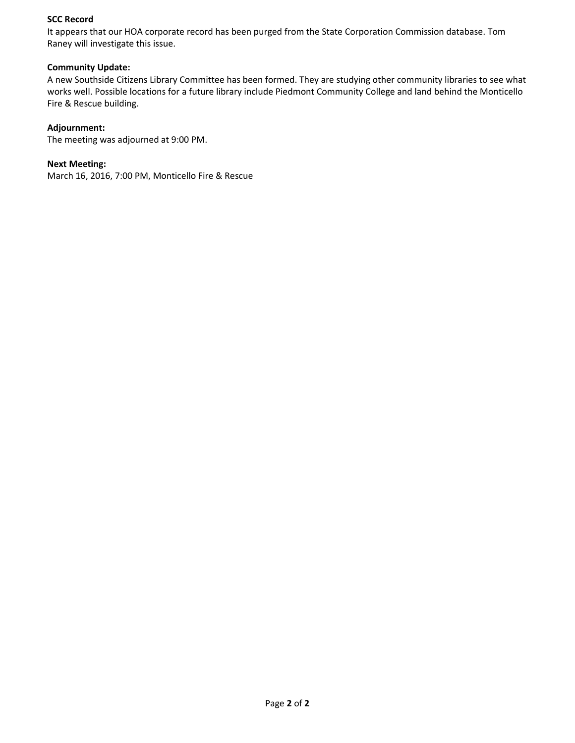**SCC Record**

It appears that our HOA corporate record has been purged from the State Corporation Commission database. Tom Raney will investigate this issue.

**Community Update:**

A new Southside Citizens Library Committee has been formed. They are studying other community libraries to see what works well. Possible locations for a future library include Piedmont Community College and land behind the Monticello Fire & Rescue building.

**Adjournment:**

The meeting was adjourned at 9:00 PM.

**Next Meeting:**

March 16, 2016, 7:00 PM, Monticello Fire & Rescue